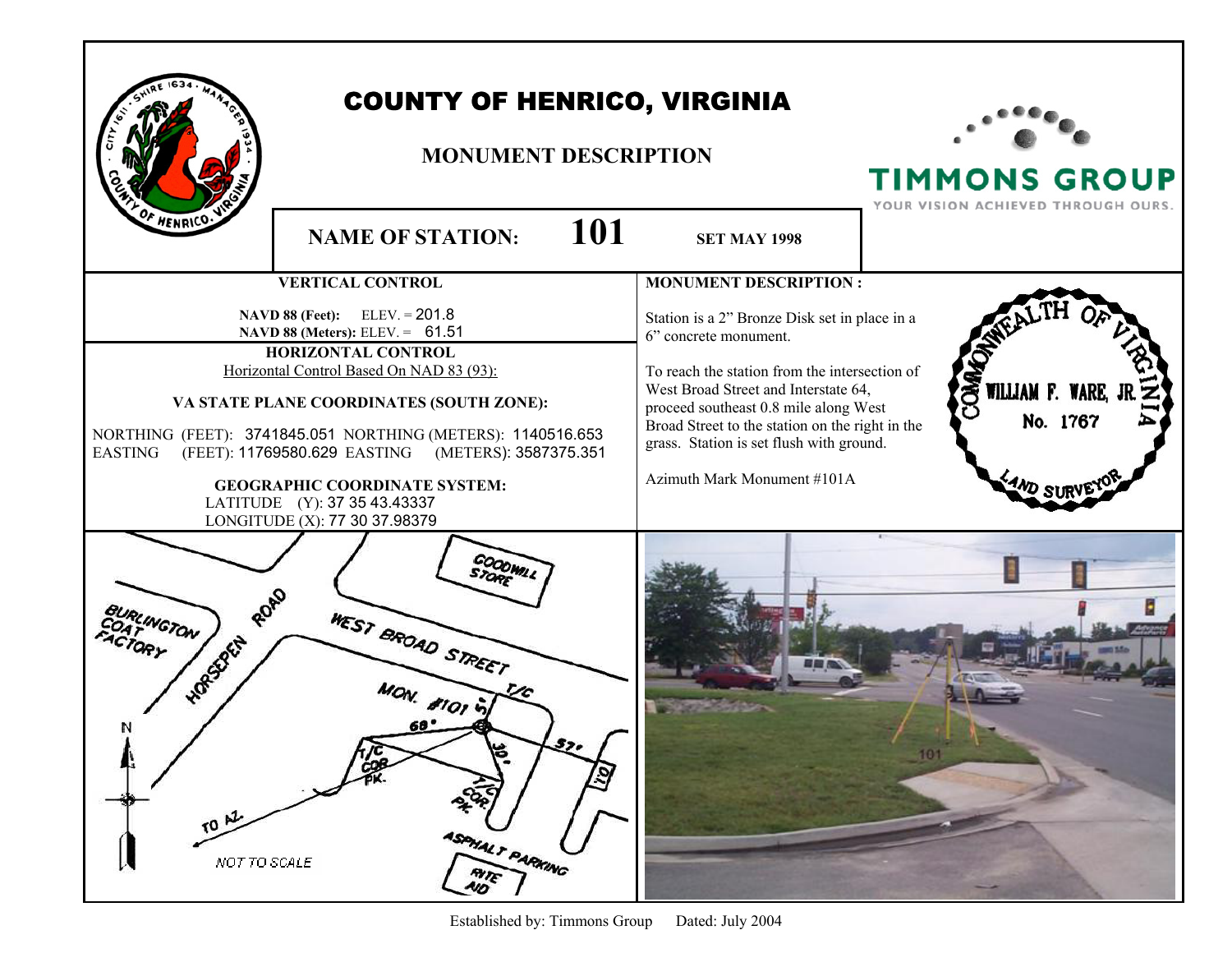# COUNTY OF HENRICO, VIRGINIA

## MONUMENT DESCRIPTION

TIMMONS GROUP
YOUR VISION ACHIEVED THROUGH OURS.

**NAME OF STATION: 101** **SET MAY 1998**

### VERTICAL CONTROL

**NAVD 88 (Feet):** ELEV. = 201.8
**NAVD 88 (Meters):** ELEV. = 61.51

### HORIZONTAL CONTROL

Horizontal Control Based On NAD 83 (93):

**VA STATE PLANE COORDINATES (SOUTH ZONE):**

NORTHING (FEET): 3741845.051 NORTHING (METERS): 1140516.653
EASTING (FEET): 11769580.629 EASTING (METERS): 3587375.351

**GEOGRAPHIC COORDINATE SYSTEM:**

LATITUDE (Y): 37 35 43.43337
LONGITUDE (X): 77 30 37.98379

### MONUMENT DESCRIPTION :

Station is a 2" Bronze Disk set in place in a 6" concrete monument.

To reach the station from the intersection of West Broad Street and Interstate 64, proceed southeast 0.8 mile along West Broad Street to the station on the right in the grass. Station is set flush with ground.

Azimuth Mark Monument #101A

COMMONWEALTH OF VIRGINIA
WILLIAM F. WARE, JR.
No. 1767
LAND SURVEYOR

Established by: Timmons Group Dated: July 2004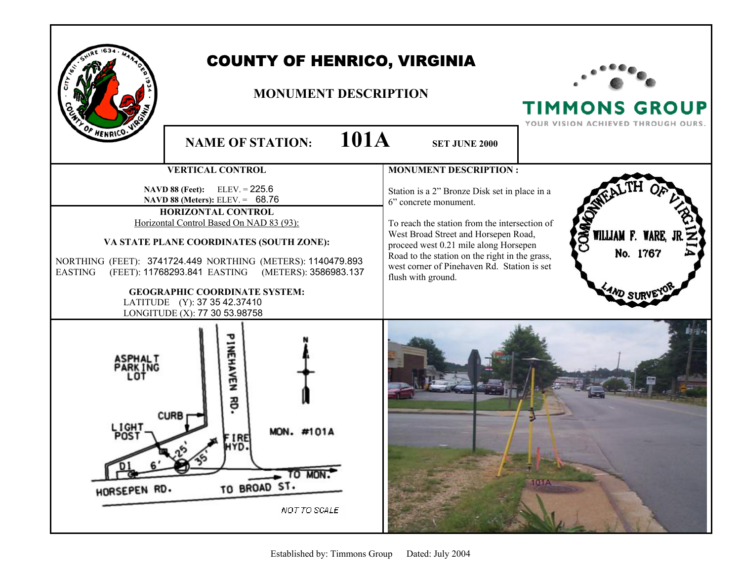# COUNTY OF HENRICO, VIRGINIA

## MONUMENT DESCRIPTION

TIMMONS GROUP
YOUR VISION ACHIEVED THROUGH OURS.

**NAME OF STATION:** **101A** **SET JUNE 2000**

### VERTICAL CONTROL

**NAVD 88 (Feet):** ELEV. = 225.6
**NAVD 88 (Meters):** ELEV. = 68.76

### HORIZONTAL CONTROL

Horizontal Control Based On NAD 83 (93):

**VA STATE PLANE COORDINATES (SOUTH ZONE):**

NORTHING (FEET): 3741724.449 NORTHING (METERS): 1140479.893
EASTING (FEET): 11768293.841 EASTING (METERS): 3586983.137

**GEOGRAPHIC COORDINATE SYSTEM:**

LATITUDE (Y): 37 35 42.37410
LONGITUDE (X): 77 30 53.98758

### MONUMENT DESCRIPTION :

Station is a 2" Bronze Disk set in place in a 6" concrete monument.

To reach the station from the intersection of West Broad Street and Horsepen Road, proceed west 0.21 mile along Horsepen Road to the station on the right in the grass, west corner of Pinehaven Rd. Station is set flush with ground.

COMMONWEALTH OF VIRGINIA
WILLIAM F. WARE, JR.
No. 1767
LAND SURVEYOR

ASPHALT PARKING LOT
PINEHAVEN RD.
N
CURB
LIGHT POST
25'
35'
6'
DI
FIRE HYD.
MON. #101A
TO MON.
HORSEPEN RD.
TO BROAD ST.
NOT TO SCALE

101A

Established by: Timmons Group Dated: July 2004